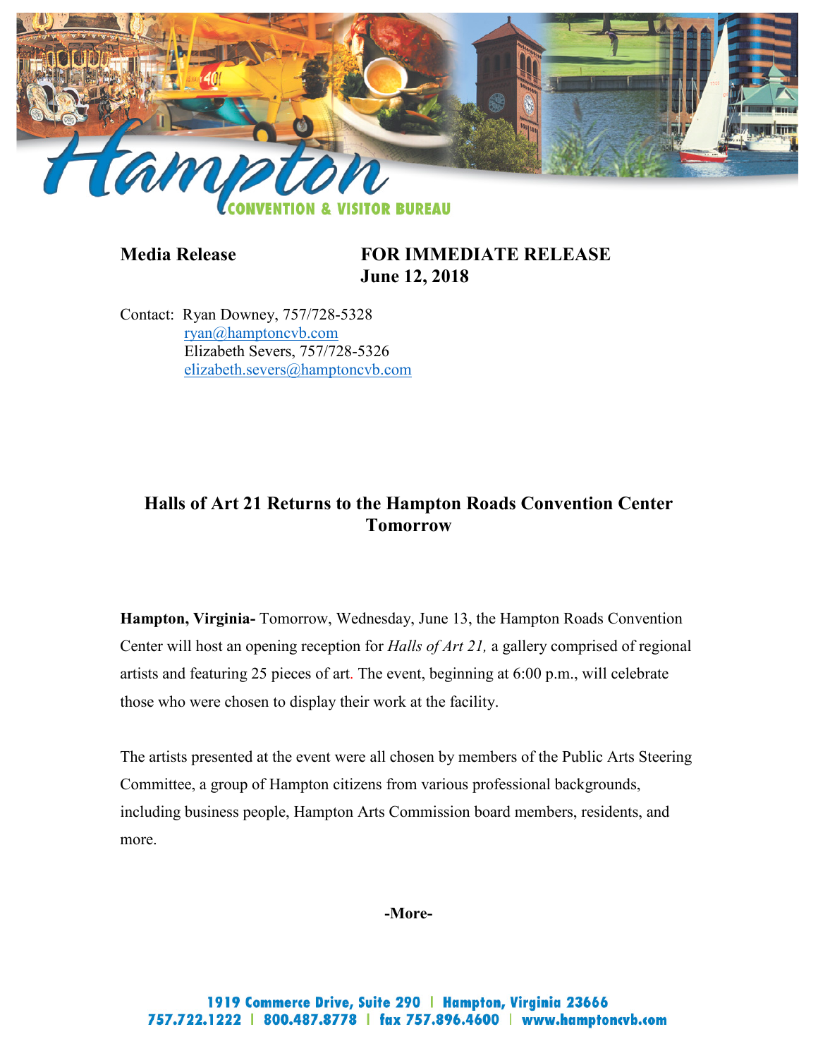Hampton CONVENTION & VISITOR BUREAU

**Media Release** **FOR IMMEDIATE RELEASE**
**June 12, 2018**

Contact: Ryan Downey, 757/728-5328
ryan@hamptoncvb.com
Elizabeth Severs, 757/728-5326
elizabeth.severs@hamptoncvb.com

## Halls of Art 21 Returns to the Hampton Roads Convention Center Tomorrow

**Hampton, Virginia-** Tomorrow, Wednesday, June 13, the Hampton Roads Convention Center will host an opening reception for *Halls of Art 21,* a gallery comprised of regional artists and featuring 25 pieces of art. The event, beginning at 6:00 p.m., will celebrate those who were chosen to display their work at the facility.

The artists presented at the event were all chosen by members of the Public Arts Steering Committee, a group of Hampton citizens from various professional backgrounds, including business people, Hampton Arts Commission board members, residents, and more.

**-More-**

1919 Commerce Drive, Suite 290 | Hampton, Virginia 23666
757.722.1222 | 800.487.8778 | fax 757.896.4600 | www.hamptoncvb.com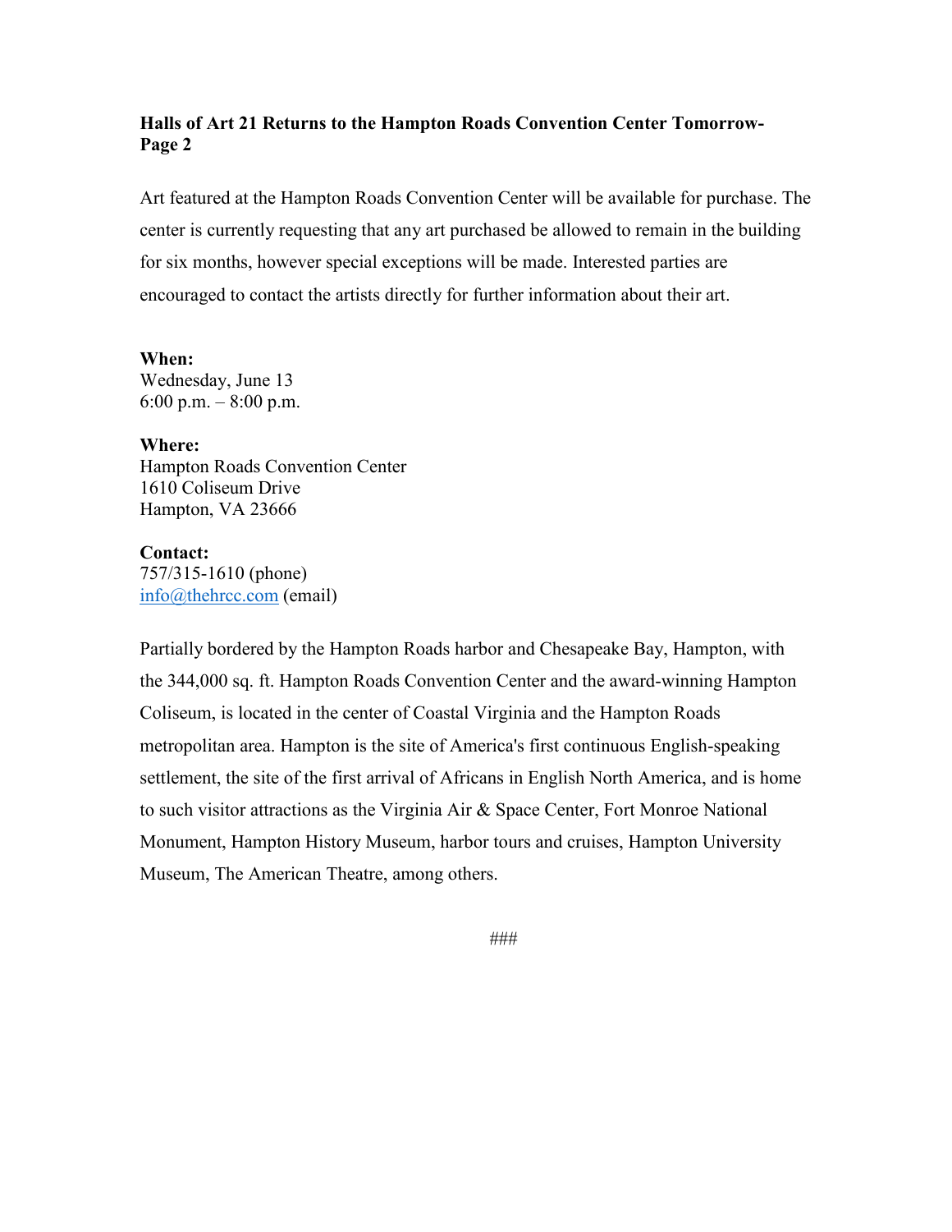**Halls of Art 21 Returns to the Hampton Roads Convention Center Tomorrow- Page 2**

Art featured at the Hampton Roads Convention Center will be available for purchase. The center is currently requesting that any art purchased be allowed to remain in the building for six months, however special exceptions will be made. Interested parties are encouraged to contact the artists directly for further information about their art.

**When:**
Wednesday, June 13
6:00 p.m. – 8:00 p.m.

**Where:**
Hampton Roads Convention Center
1610 Coliseum Drive
Hampton, VA 23666

**Contact:**
757/315-1610 (phone)
info@thehrcc.com (email)

Partially bordered by the Hampton Roads harbor and Chesapeake Bay, Hampton, with the 344,000 sq. ft. Hampton Roads Convention Center and the award-winning Hampton Coliseum, is located in the center of Coastal Virginia and the Hampton Roads metropolitan area. Hampton is the site of America's first continuous English-speaking settlement, the site of the first arrival of Africans in English North America, and is home to such visitor attractions as the Virginia Air & Space Center, Fort Monroe National Monument, Hampton History Museum, harbor tours and cruises, Hampton University Museum, The American Theatre, among others.

###